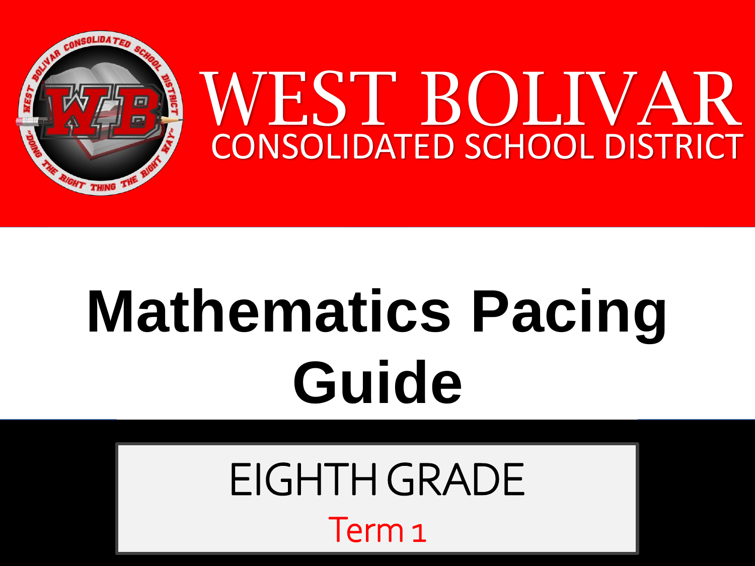# WEST BOLIVAR

## CONSOLIDATED SCHOOL DISTRICT

# Mathematics Pacing Guide

## EIGHTH GRADE

Term 1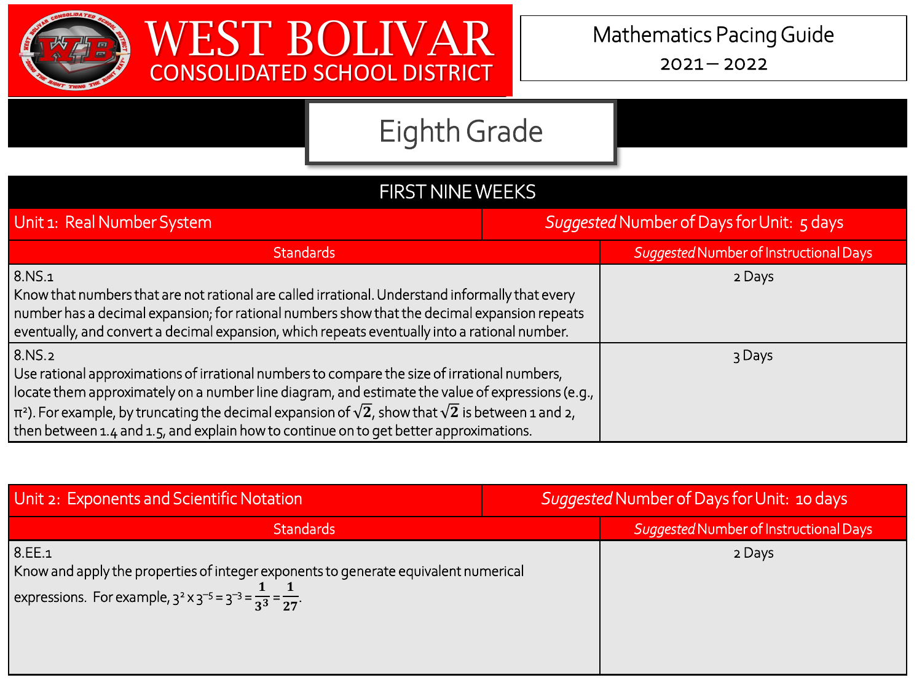# WEST BOLIVAR CONSOLIDATED SCHOOL DISTRICT

Mathematics Pacing Guide
2021 – 2022

## Eighth Grade

### FIRST NINE WEEKS

| Unit 1: Real Number System | *Suggested* Number of Days for Unit: 5 days |
|---|---|
| **Standards** | ***Suggested* Number of Instructional Days** |
| 8.NS.1<br>Know that numbers that are not rational are called irrational. Understand informally that every number has a decimal expansion; for rational numbers show that the decimal expansion repeats eventually, and convert a decimal expansion, which repeats eventually into a rational number. | 2 Days |
| 8.NS.2<br>Use rational approximations of irrational numbers to compare the size of irrational numbers, locate them approximately on a number line diagram, and estimate the value of expressions (e.g., $\pi^2$). For example, by truncating the decimal expansion of $\sqrt{2}$, show that $\sqrt{2}$ is between 1 and 2, then between 1.4 and 1.5, and explain how to continue on to get better approximations. | 3 Days |

| Unit 2: Exponents and Scientific Notation | *Suggested* Number of Days for Unit: 10 days |
|---|---|
| **Standards** | ***Suggested* Number of Instructional Days** |
| 8.EE.1<br>Know and apply the properties of integer exponents to generate equivalent numerical expressions. For example, $3^2 \times 3^{-5} = 3^{-3} = \frac{1}{3^3} = \frac{1}{27}$. | 2 Days |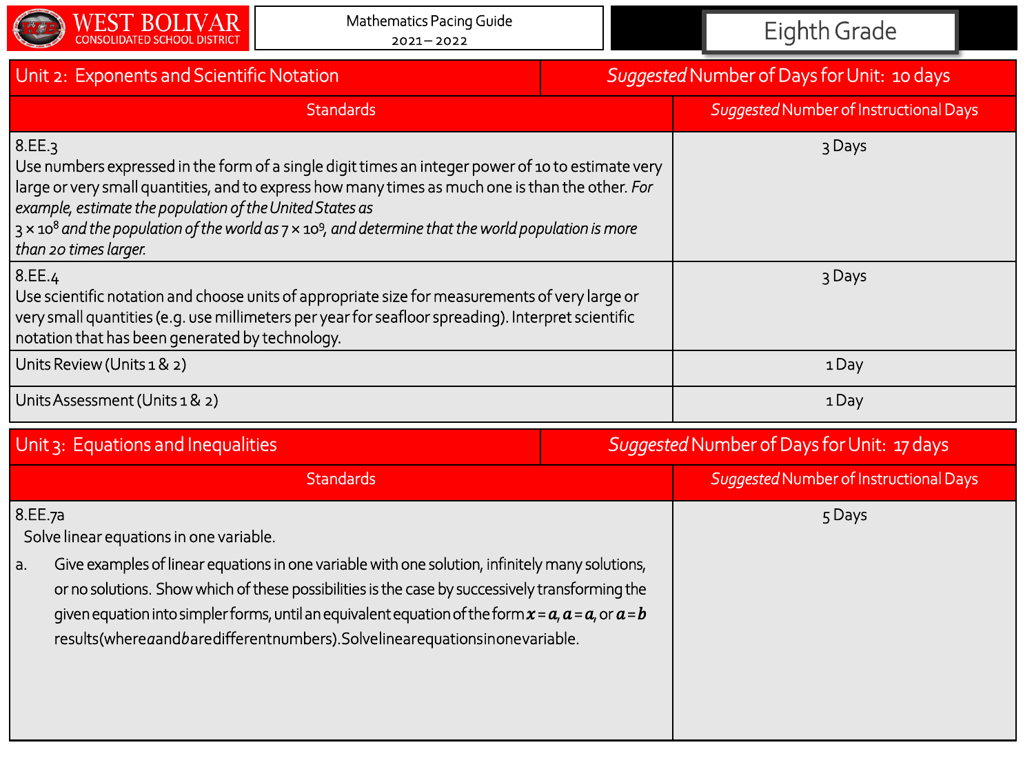| Unit 2: Exponents and Scientific Notation | *Suggested* Number of Days for Unit: 10 days |
|---|---|
| **Standards** | ***Suggested* Number of Instructional Days** |
| 8.EE.3<br>Use numbers expressed in the form of a single digit times an integer power of 10 to estimate very large or very small quantities, and to express how many times as much one is than the other. *For example, estimate the population of the United States as* $3 \times 10^8$ *and the population of the world as* $7 \times 10^9$*, and determine that the world population is more than 20 times larger.* | 3 Days |
| 8.EE.4<br>Use scientific notation and choose units of appropriate size for measurements of very large or very small quantities (e.g. use millimeters per year for seafloor spreading). Interpret scientific notation that has been generated by technology. | 3 Days |
| Units Review (Units 1 & 2) | 1 Day |
| Units Assessment (Units 1 & 2) | 1 Day |

| Unit 3: Equations and Inequalities | *Suggested* Number of Days for Unit: 17 days |
|---|---|
| **Standards** | ***Suggested* Number of Instructional Days** |
| 8.EE.7a<br>Solve linear equations in one variable.<br>a. Give examples of linear equations in one variable with one solution, infinitely many solutions, or no solutions. Show which of these possibilities is the case by successively transforming the given equation into simpler forms, until an equivalent equation of the form $x = a$, $a = a$, or $a = b$ results (where $a$ and $b$ are different numbers). Solve linear equations in one variable. | 5 Days |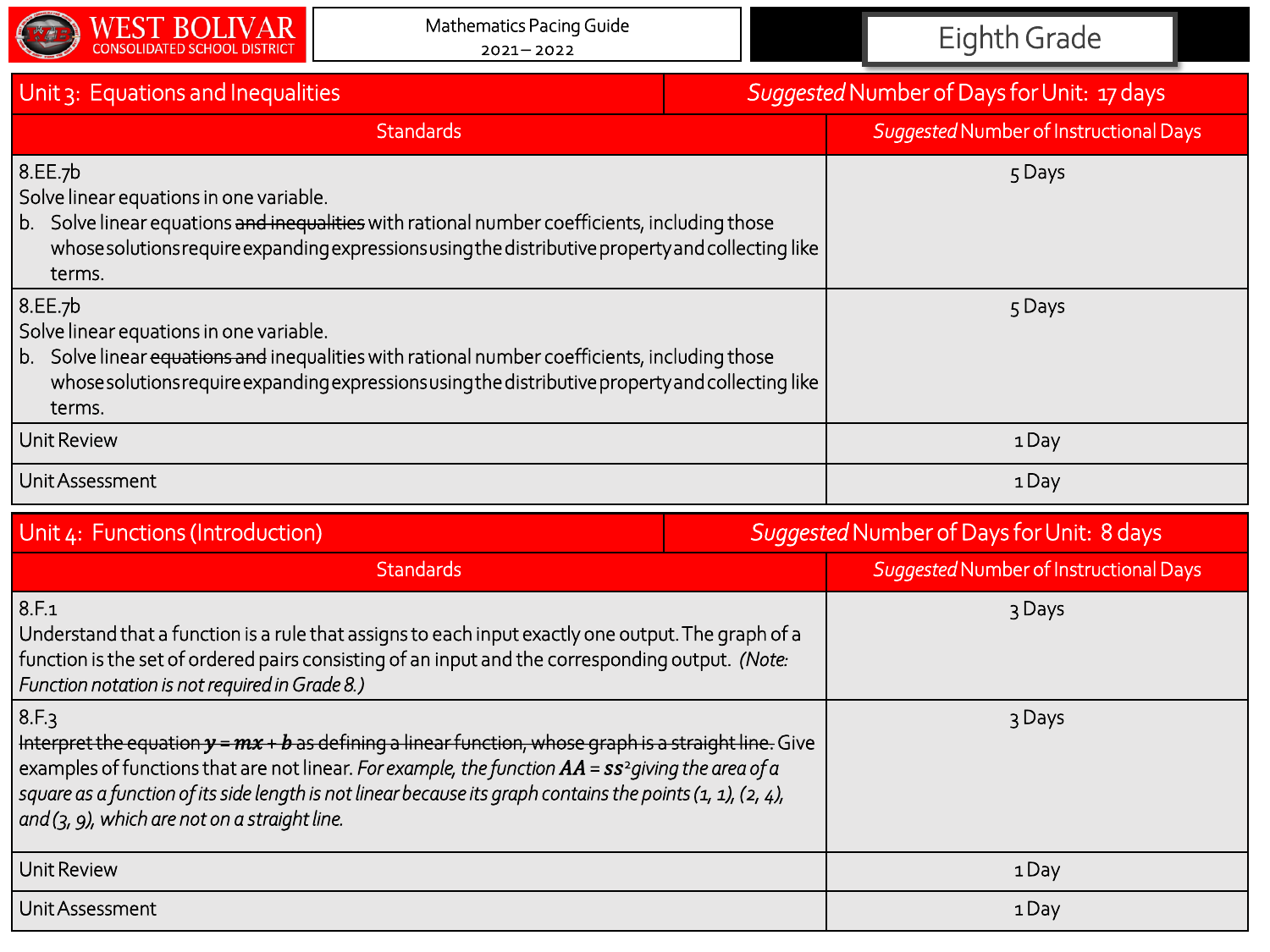WEST BOLIVAR CONSOLIDATED SCHOOL DISTRICT

Mathematics Pacing Guide 2021 – 2022

Eighth Grade

| Unit 3: Equations and Inequalities | *Suggested* Number of Days for Unit: 17 days |
|---|---|
| **Standards** | ***Suggested*** **Number of Instructional Days** |
| 8.EE.7b<br>Solve linear equations in one variable.<br>b. Solve linear equations ~~and inequalities~~ with rational number coefficients, including those whose solutions require expanding expressions using the distributive property and collecting like terms. | 5 Days |
| 8.EE.7b<br>Solve linear equations in one variable.<br>b. Solve linear ~~equations and~~ inequalities with rational number coefficients, including those whose solutions require expanding expressions using the distributive property and collecting like terms. | 5 Days |
| Unit Review | 1 Day |
| Unit Assessment | 1 Day |

| Unit 4: Functions (Introduction) | *Suggested* Number of Days for Unit: 8 days |
|---|---|
| **Standards** | ***Suggested*** **Number of Instructional Days** |
| 8.F.1<br>Understand that a function is a rule that assigns to each input exactly one output. The graph of a function is the set of ordered pairs consisting of an input and the corresponding output. *(Note: Function notation is not required in Grade 8.)* | 3 Days |
| 8.F.3<br>~~Interpret the equation $y = mx + b$ as defining a linear function, whose graph is a straight line.~~ Give examples of functions that are not linear. *For example, the function $AA = ss^2$ giving the area of a square as a function of its side length is not linear because its graph contains the points (1, 1), (2, 4), and (3, 9), which are not on a straight line.* | 3 Days |
| Unit Review | 1 Day |
| Unit Assessment | 1 Day |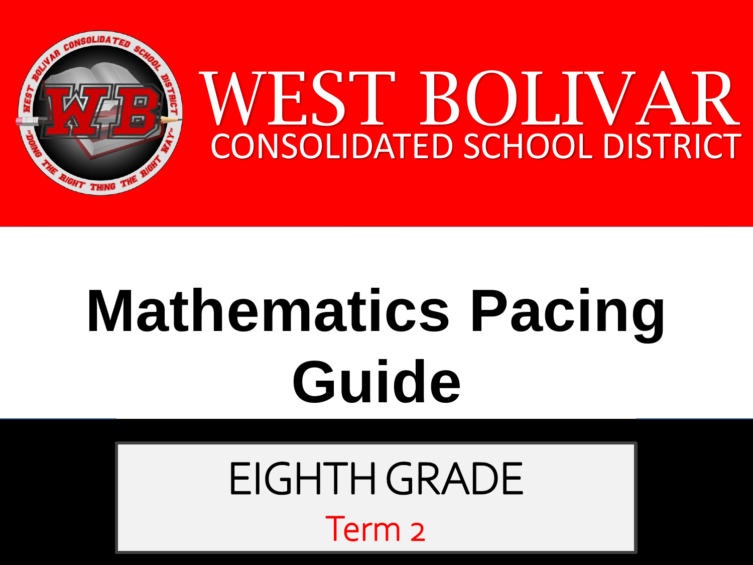# WEST BOLIVAR

## CONSOLIDATED SCHOOL DISTRICT

# Mathematics Pacing Guide

## EIGHTH GRADE

Term 2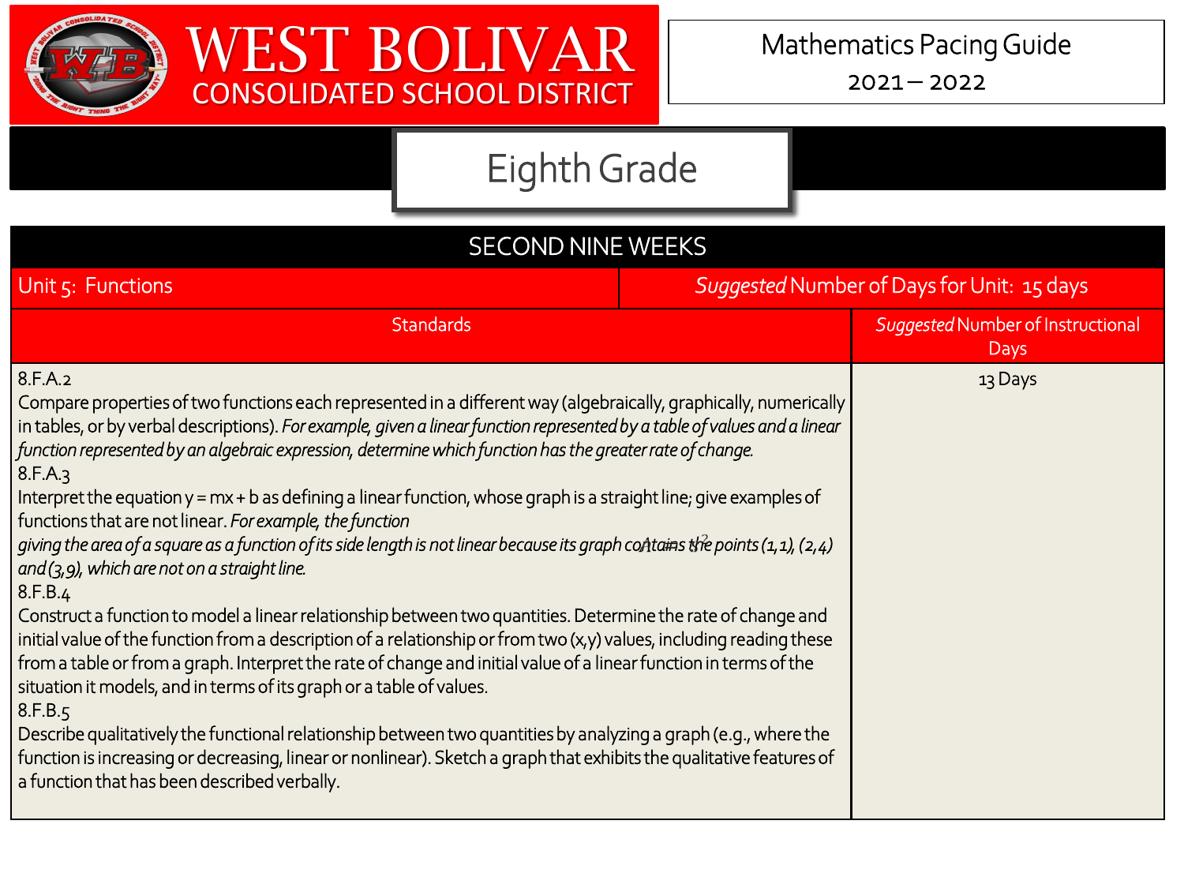# WEST BOLIVAR CONSOLIDATED SCHOOL DISTRICT

Mathematics Pacing Guide
2021 – 2022

## Eighth Grade

| SECOND NINE WEEKS | |
|---|---|
| Unit 5: Functions | *Suggested* Number of Days for Unit: 15 days |
| Standards | *Suggested* Number of Instructional Days |
| 8.F.A.2<br>Compare properties of two functions each represented in a different way (algebraically, graphically, numerically in tables, or by verbal descriptions). *For example, given a linear function represented by a table of values and a linear function represented by an algebraic expression, determine which function has the greater rate of change.*<br>8.F.A.3<br>Interpret the equation y = mx + b as defining a linear function, whose graph is a straight line; give examples of functions that are not linear. *For example, the function $A = s^2$ giving the area of a square as a function of its side length is not linear because its graph contains the points (1,1), (2,4) and (3,9), which are not on a straight line.*<br>8.F.B.4<br>Construct a function to model a linear relationship between two quantities. Determine the rate of change and initial value of the function from a description of a relationship or from two (x,y) values, including reading these from a table or from a graph. Interpret the rate of change and initial value of a linear function in terms of the situation it models, and in terms of its graph or a table of values.<br>8.F.B.5<br>Describe qualitatively the functional relationship between two quantities by analyzing a graph (e.g., where the function is increasing or decreasing, linear or nonlinear). Sketch a graph that exhibits the qualitative features of a function that has been described verbally. | 13 Days |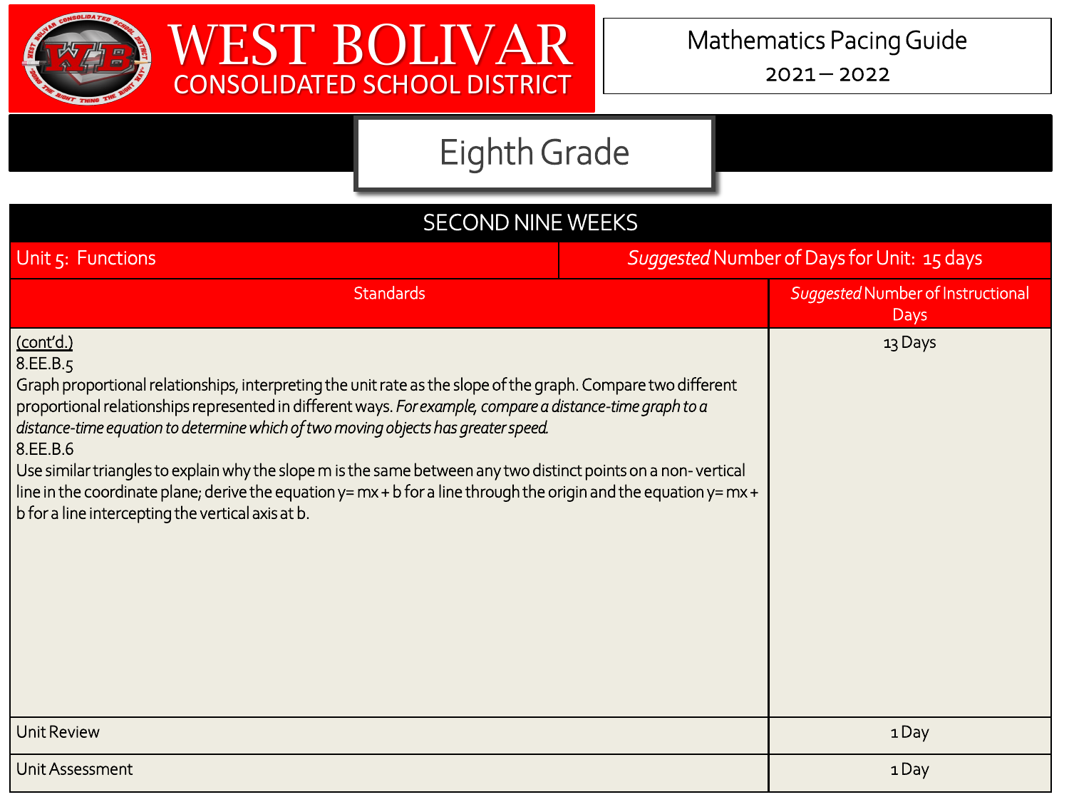# WEST BOLIVAR CONSOLIDATED SCHOOL DISTRICT

Mathematics Pacing Guide
2021 – 2022

## Eighth Grade

| SECOND NINE WEEKS | |
|---|---|
| Unit 5: Functions | *Suggested* Number of Days for Unit: 15 days |
| **Standards** | ***Suggested* Number of Instructional Days** |
| (cont'd.)<br>8.EE.B.5<br>Graph proportional relationships, interpreting the unit rate as the slope of the graph. Compare two different proportional relationships represented in different ways. *For example, compare a distance-time graph to a distance-time equation to determine which of two moving objects has greater speed.*<br>8.EE.B.6<br>Use similar triangles to explain why the slope m is the same between any two distinct points on a non- vertical line in the coordinate plane; derive the equation y= mx + b for a line through the origin and the equation y= mx + b for a line intercepting the vertical axis at b. | 13 Days |
| Unit Review | 1 Day |
| Unit Assessment | 1 Day |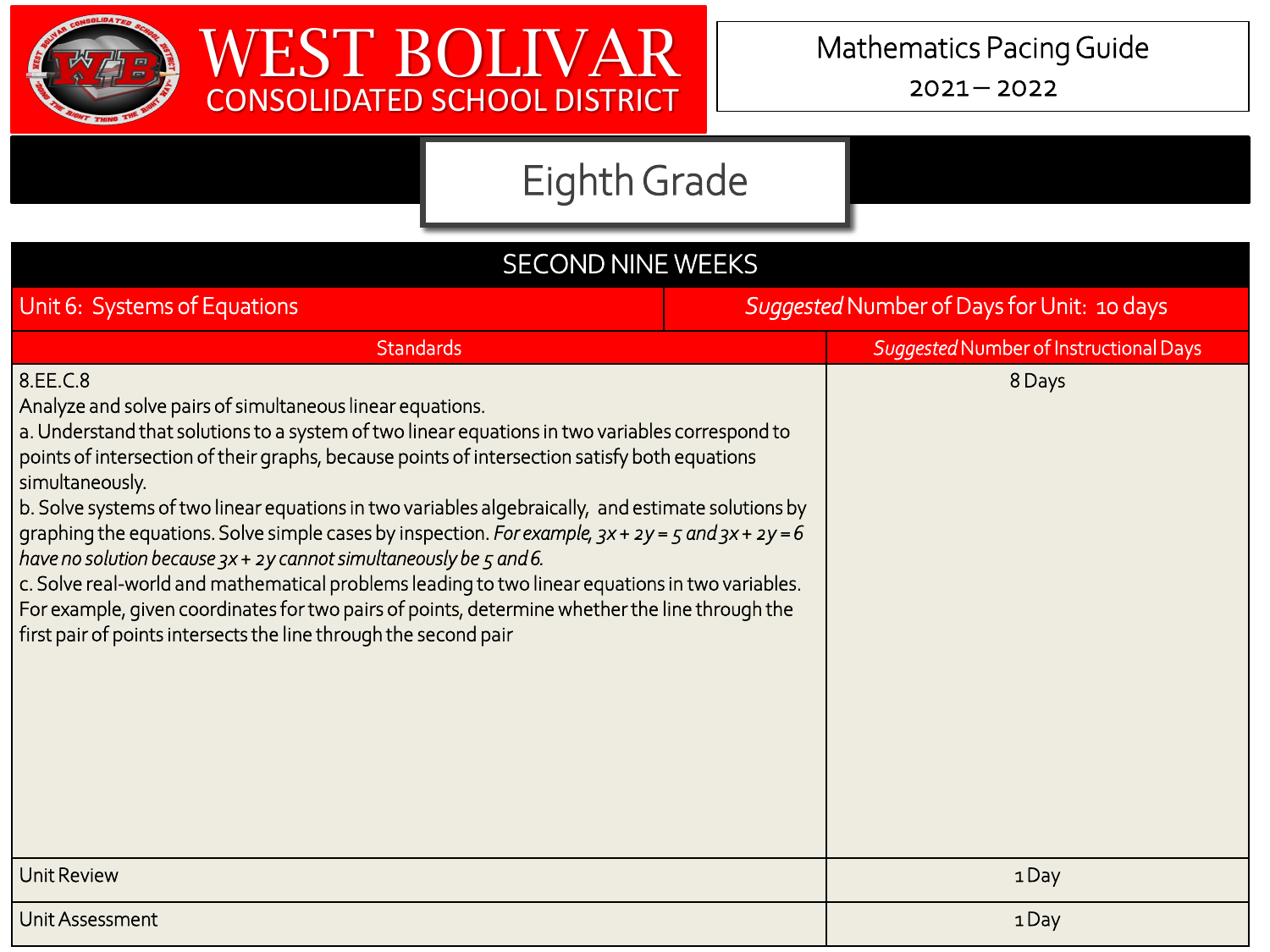# WEST BOLIVAR CONSOLIDATED SCHOOL DISTRICT

Mathematics Pacing Guide
2021 – 2022

## Eighth Grade

| SECOND NINE WEEKS | |
|---|---|
| Unit 6: Systems of Equations | *Suggested* Number of Days for Unit: 10 days |
| Standards | *Suggested* Number of Instructional Days |
| 8.EE.C.8<br>Analyze and solve pairs of simultaneous linear equations.<br>a. Understand that solutions to a system of two linear equations in two variables correspond to points of intersection of their graphs, because points of intersection satisfy both equations simultaneously.<br>b. Solve systems of two linear equations in two variables algebraically, and estimate solutions by graphing the equations. Solve simple cases by inspection. *For example, $3x + 2y = 5$ and $3x + 2y = 6$ have no solution because $3x + 2y$ cannot simultaneously be 5 and 6.*<br>c. Solve real-world and mathematical problems leading to two linear equations in two variables. For example, given coordinates for two pairs of points, determine whether the line through the first pair of points intersects the line through the second pair | 8 Days |
| Unit Review | 1 Day |
| Unit Assessment | 1 Day |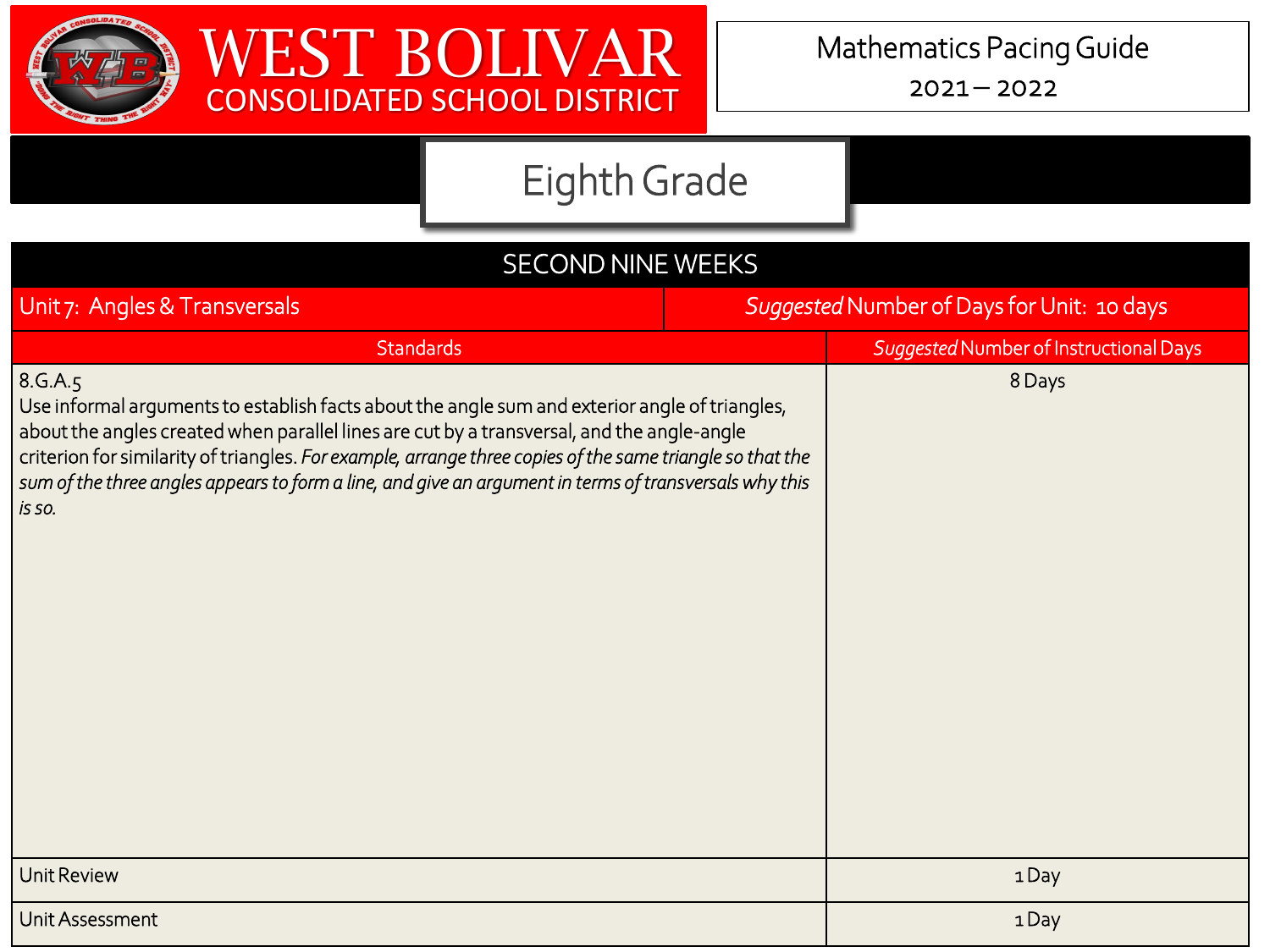# WEST BOLIVAR CONSOLIDATED SCHOOL DISTRICT

Mathematics Pacing Guide
2021 – 2022

## Eighth Grade

| SECOND NINE WEEKS | |
|---|---|
| Unit 7: Angles & Transversals | *Suggested* Number of Days for Unit: 10 days |
| Standards | *Suggested* Number of Instructional Days |
| 8.G.A.5<br>Use informal arguments to establish facts about the angle sum and exterior angle of triangles, about the angles created when parallel lines are cut by a transversal, and the angle-angle criterion for similarity of triangles. *For example, arrange three copies of the same triangle so that the sum of the three angles appears to form a line, and give an argument in terms of transversals why this is so.* | 8 Days |
| Unit Review | 1 Day |
| Unit Assessment | 1 Day |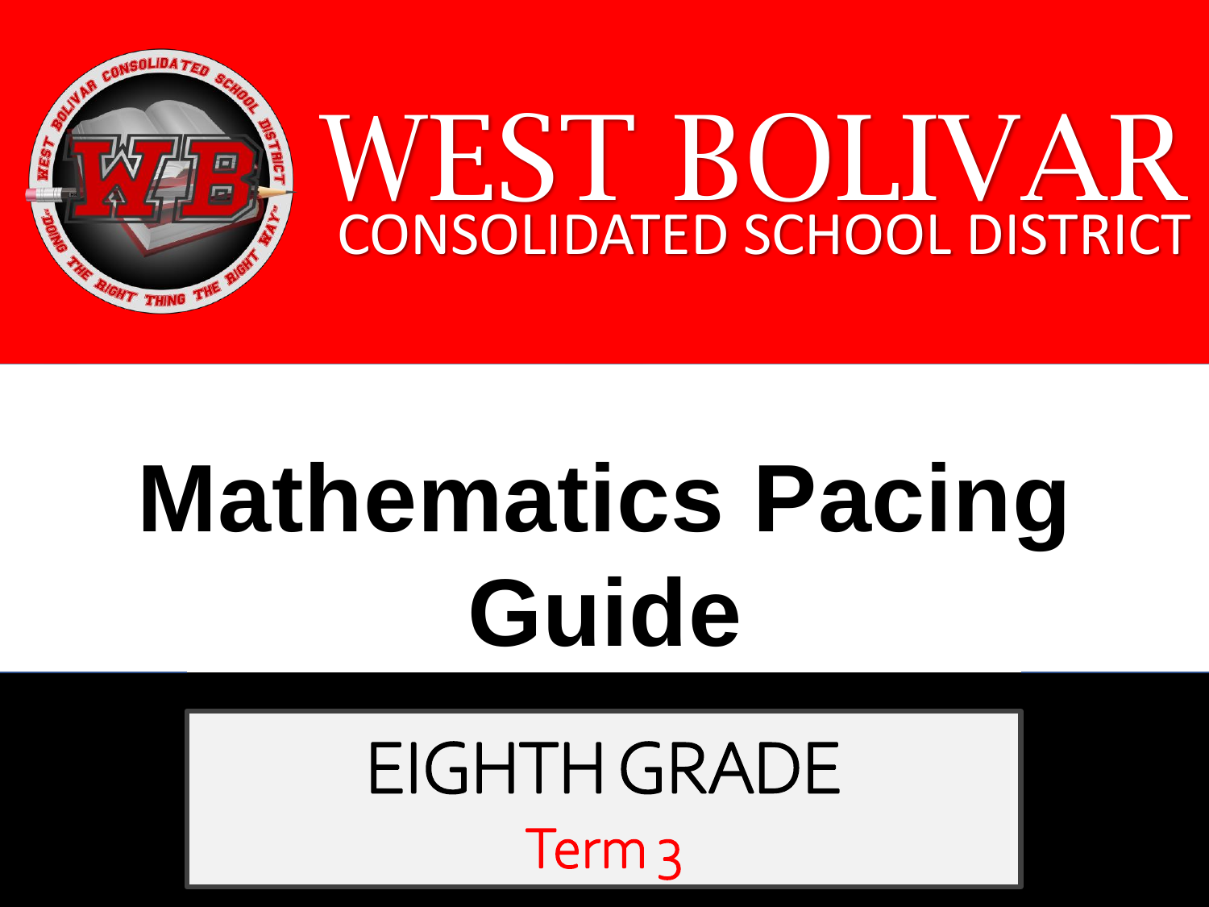# WEST BOLIVAR
## CONSOLIDATED SCHOOL DISTRICT

# Mathematics Pacing Guide

## EIGHTH GRADE

Term 3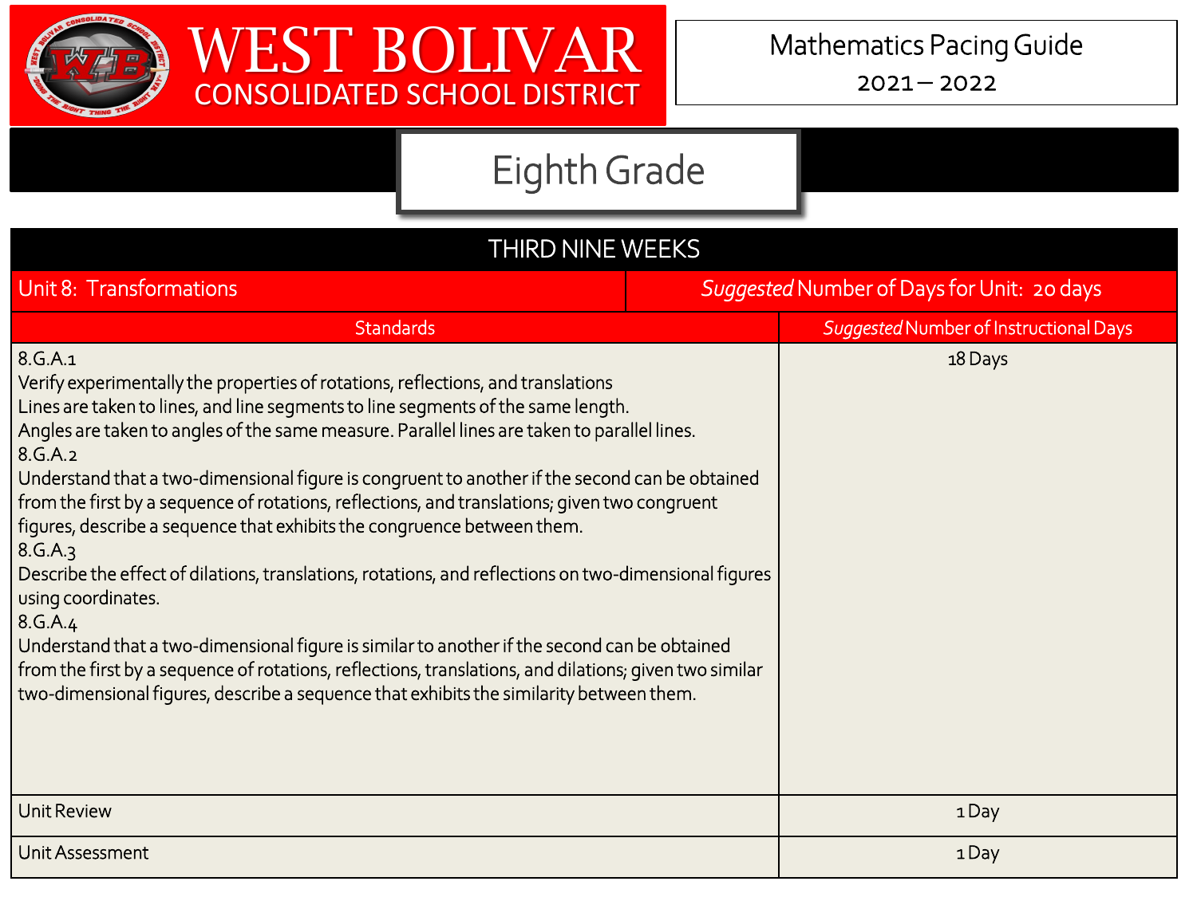# WEST BOLIVAR CONSOLIDATED SCHOOL DISTRICT

Mathematics Pacing Guide
2021 – 2022

## Eighth Grade

| THIRD NINE WEEKS | |
|---|---|
| Unit 8: Transformations | *Suggested* Number of Days for Unit: 20 days |
| **Standards** | ***Suggested* Number of Instructional Days** |
| 8.G.A.1<br>Verify experimentally the properties of rotations, reflections, and translations<br>Lines are taken to lines, and line segments to line segments of the same length.<br>Angles are taken to angles of the same measure. Parallel lines are taken to parallel lines.<br>8.G.A.2<br>Understand that a two-dimensional figure is congruent to another if the second can be obtained from the first by a sequence of rotations, reflections, and translations; given two congruent figures, describe a sequence that exhibits the congruence between them.<br>8.G.A.3<br>Describe the effect of dilations, translations, rotations, and reflections on two-dimensional figures using coordinates.<br>8.G.A.4<br>Understand that a two-dimensional figure is similar to another if the second can be obtained from the first by a sequence of rotations, reflections, translations, and dilations; given two similar two-dimensional figures, describe a sequence that exhibits the similarity between them. | 18 Days |
| Unit Review | 1 Day |
| Unit Assessment | 1 Day |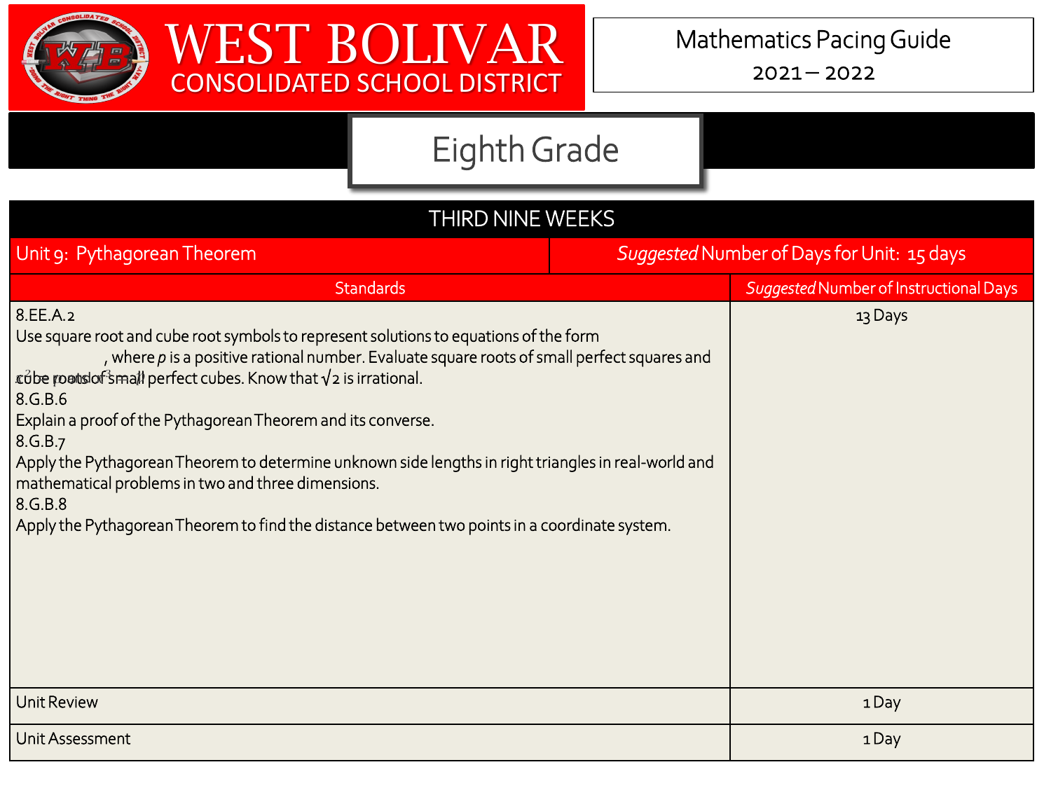# WEST BOLIVAR CONSOLIDATED SCHOOL DISTRICT

Mathematics Pacing Guide
2021 – 2022

## Eighth Grade

| THIRD NINE WEEKS | |
|---|---|
| Unit 9: Pythagorean Theorem | *Suggested* Number of Days for Unit: 15 days |
| Standards | *Suggested* Number of Instructional Days |
| 8.EE.A.2<br>Use square root and cube root symbols to represent solutions to equations of the form $x^2 = p$ and $x^3 = p$, where *p* is a positive rational number. Evaluate square roots of small perfect squares and cube roots of small perfect cubes. Know that √2 is irrational.<br>8.G.B.6<br>Explain a proof of the Pythagorean Theorem and its converse.<br>8.G.B.7<br>Apply the Pythagorean Theorem to determine unknown side lengths in right triangles in real-world and mathematical problems in two and three dimensions.<br>8.G.B.8<br>Apply the Pythagorean Theorem to find the distance between two points in a coordinate system. | 13 Days |
| Unit Review | 1 Day |
| Unit Assessment | 1 Day |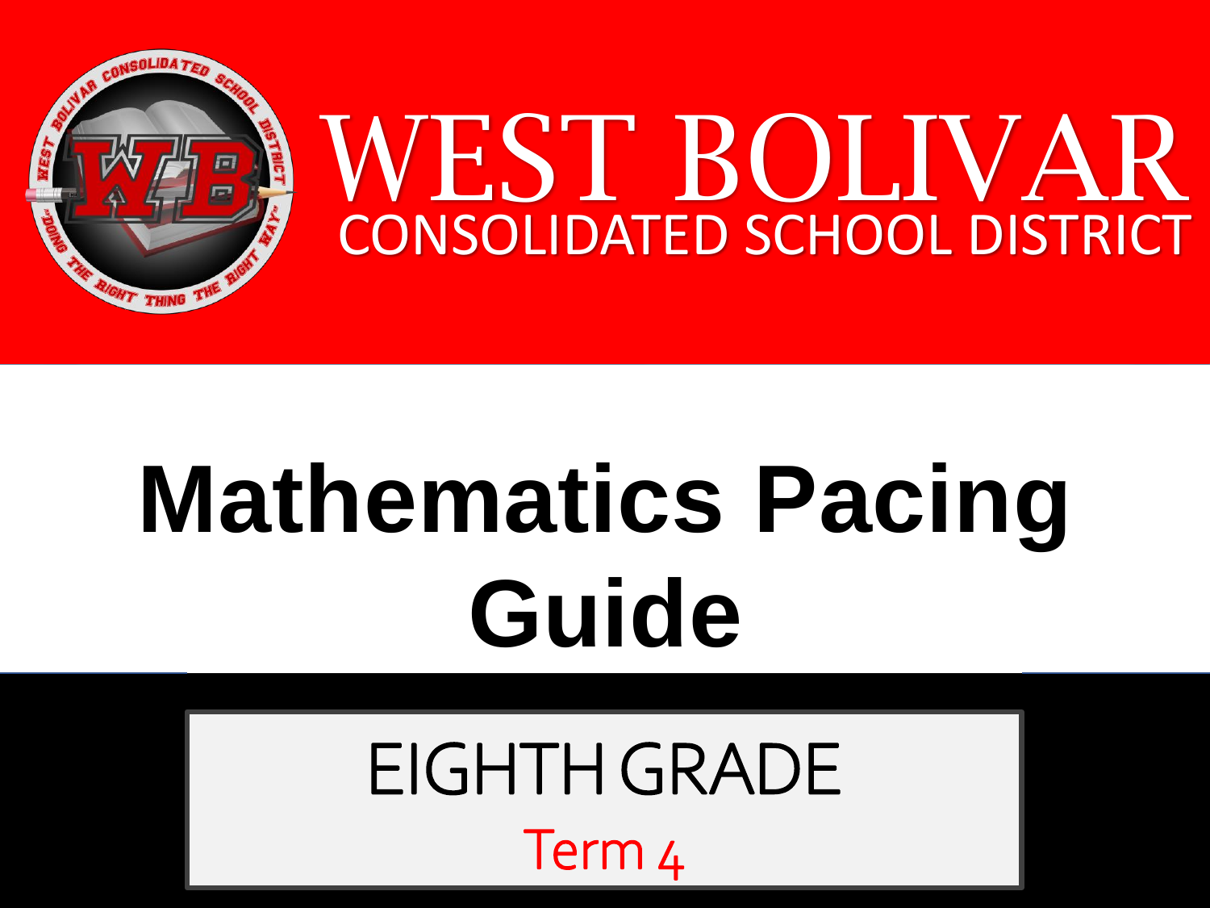# WEST BOLIVAR

## CONSOLIDATED SCHOOL DISTRICT

# Mathematics Pacing Guide

## EIGHTH GRADE

Term 4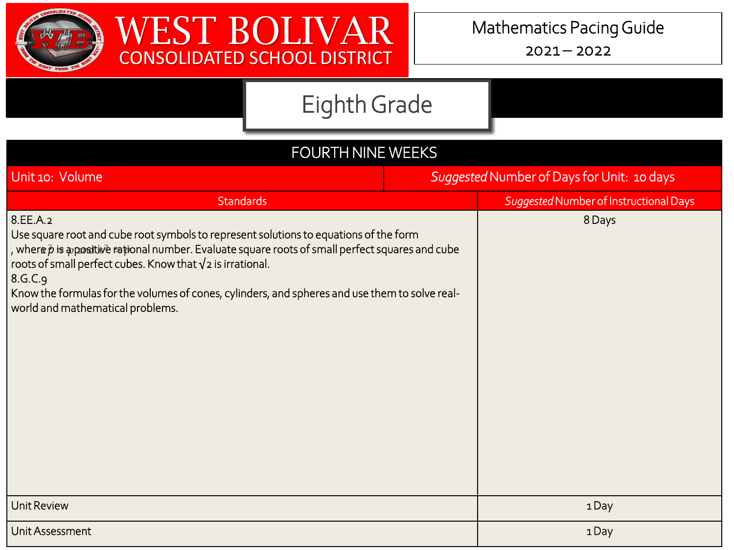# WEST BOLIVAR CONSOLIDATED SCHOOL DISTRICT

Mathematics Pacing Guide
2021 – 2022

## Eighth Grade

| FOURTH NINE WEEKS | |
|---|---|
| Unit 10: Volume | *Suggested* Number of Days for Unit: 10 days |
| **Standards** | ***Suggested*** **Number of Instructional Days** |
| 8.EE.A.2<br>Use square root and cube root symbols to represent solutions to equations of the form $x^2 = p$ and $x^3 = p$, where $p$ is a positive rational number. Evaluate square roots of small perfect squares and cube roots of small perfect cubes. Know that $\sqrt{2}$ is irrational.<br>8.G.C.9<br>Know the formulas for the volumes of cones, cylinders, and spheres and use them to solve real-world and mathematical problems. | 8 Days |
| Unit Review | 1 Day |
| Unit Assessment | 1 Day |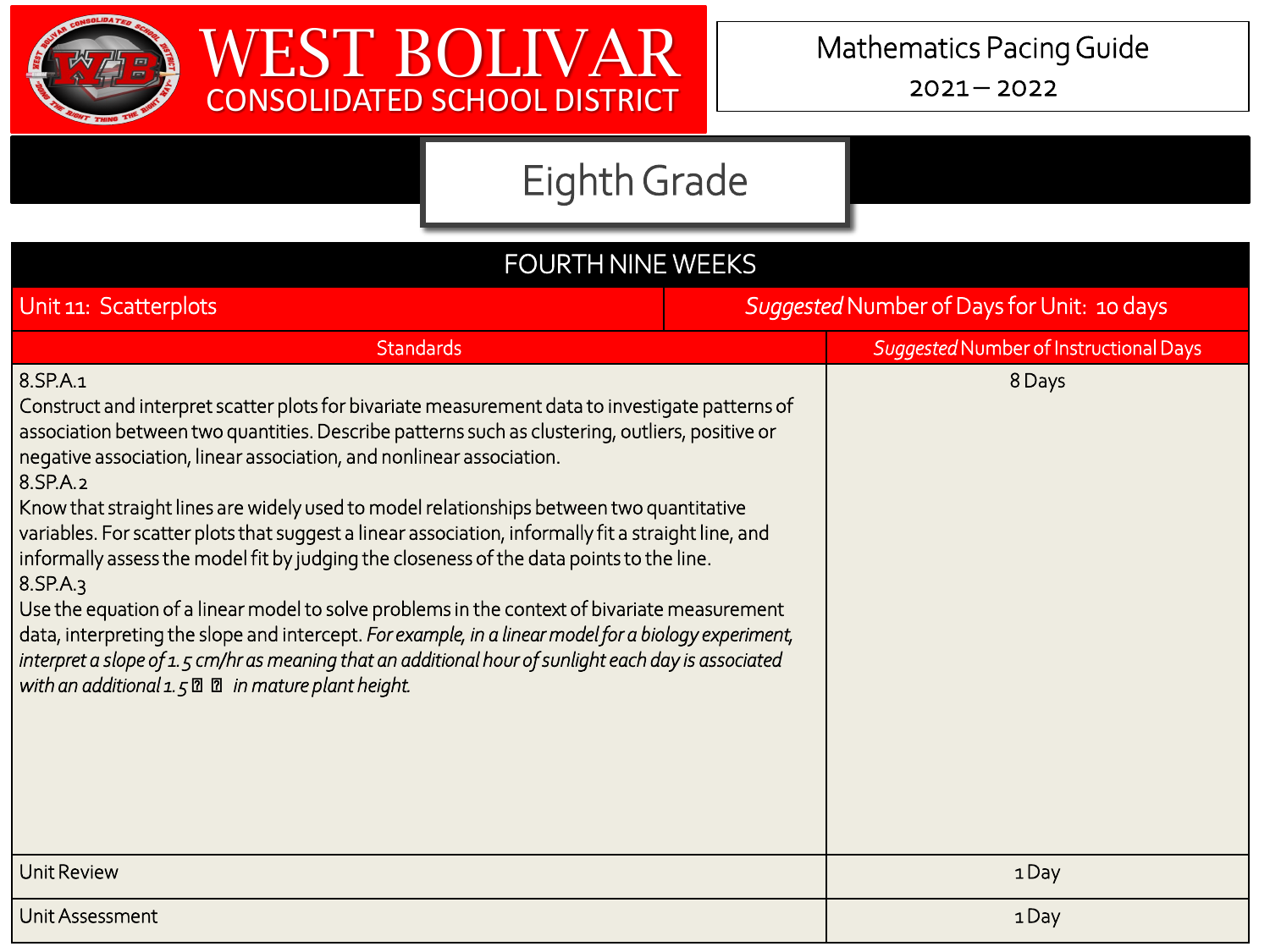# WEST BOLIVAR CONSOLIDATED SCHOOL DISTRICT

Mathematics Pacing Guide
2021 – 2022

## Eighth Grade

| FOURTH NINE WEEKS | |
|---|---|
| Unit 11: Scatterplots | *Suggested* Number of Days for Unit: 10 days |
| Standards | *Suggested* Number of Instructional Days |
| 8.SP.A.1<br>Construct and interpret scatter plots for bivariate measurement data to investigate patterns of association between two quantities. Describe patterns such as clustering, outliers, positive or negative association, linear association, and nonlinear association.<br>8.SP.A.2<br>Know that straight lines are widely used to model relationships between two quantitative variables. For scatter plots that suggest a linear association, informally fit a straight line, and informally assess the model fit by judging the closeness of the data points to the line.<br>8.SP.A.3<br>Use the equation of a linear model to solve problems in the context of bivariate measurement data, interpreting the slope and intercept. *For example, in a linear model for a biology experiment, interpret a slope of 1.5 cm/hr as meaning that an additional hour of sunlight each day is associated with an additional 1.5 cm in mature plant height.* | 8 Days |
| Unit Review | 1 Day |
| Unit Assessment | 1 Day |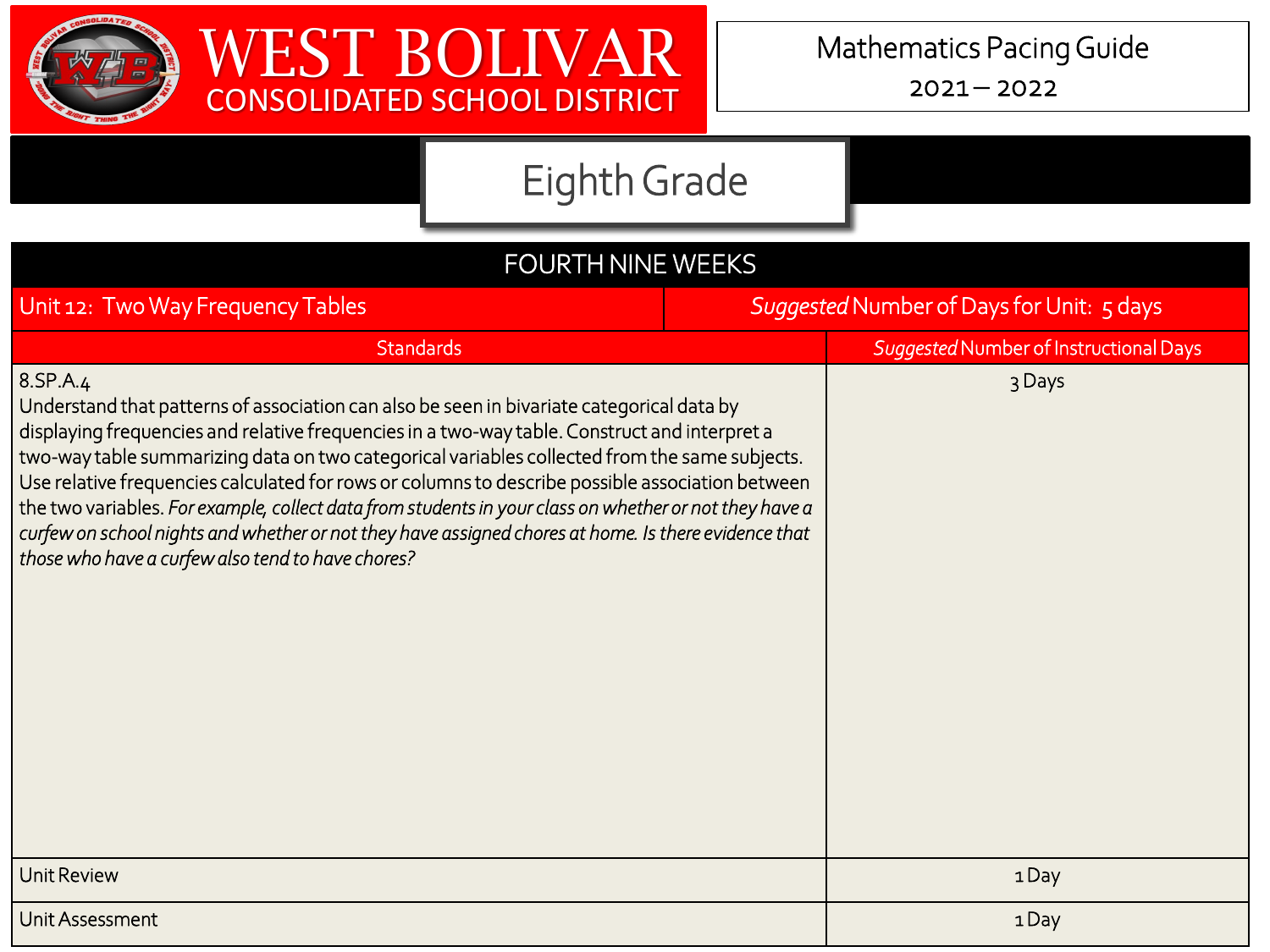# WEST BOLIVAR CONSOLIDATED SCHOOL DISTRICT

Mathematics Pacing Guide
2021 – 2022

## Eighth Grade

| FOURTH NINE WEEKS | |
|---|---|
| Unit 12: Two Way Frequency Tables | *Suggested* Number of Days for Unit: 5 days |
| **Standards** | ***Suggested* Number of Instructional Days** |
| 8.SP.A.4<br>Understand that patterns of association can also be seen in bivariate categorical data by displaying frequencies and relative frequencies in a two-way table. Construct and interpret a two-way table summarizing data on two categorical variables collected from the same subjects. Use relative frequencies calculated for rows or columns to describe possible association between the two variables. *For example, collect data from students in your class on whether or not they have a curfew on school nights and whether or not they have assigned chores at home. Is there evidence that those who have a curfew also tend to have chores?* | 3 Days |
| Unit Review | 1 Day |
| Unit Assessment | 1 Day |